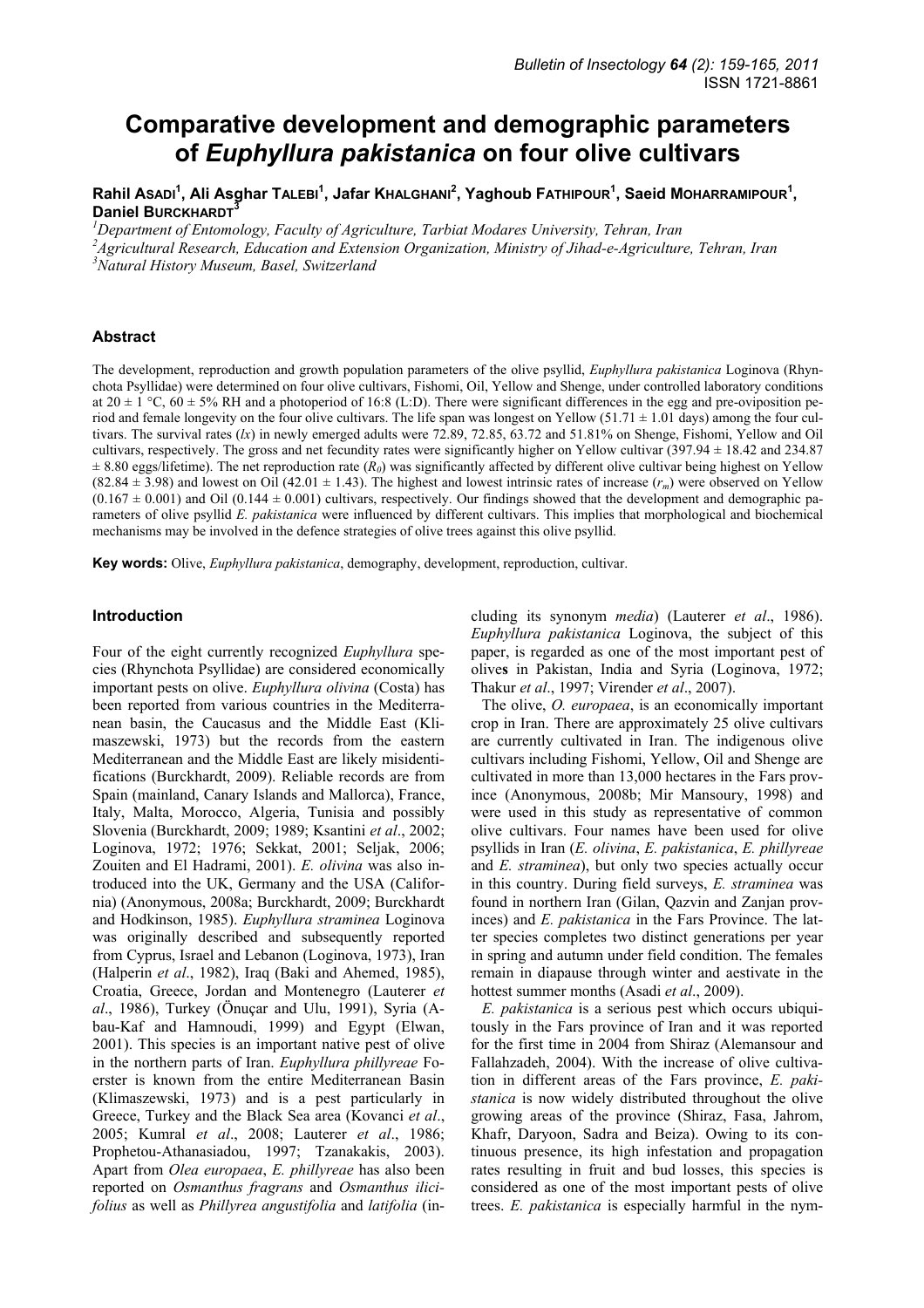# Comparative development and demographic parameters of *Euphyllura pakistanica* on four olive cultivars

**Rahil Asadi[1], Ali Asghar Talebi[1], Jafar Khalghani[2], Yaghoub Fathipour[1], Saeid Moharramipour[1], Daniel Burckhardt[3]**

[1]*Department of Entomology, Faculty of Agriculture, Tarbiat Modares University, Tehran, Iran*
[2]*Agricultural Research, Education and Extension Organization, Ministry of Jihad-e-Agriculture, Tehran, Iran*
[3]*Natural History Museum, Basel, Switzerland*

## Abstract

The development, reproduction and growth population parameters of the olive psyllid, *Euphyllura pakistanica* Loginova (Rhynchota Psyllidae) were determined on four olive cultivars, Fishomi, Oil, Yellow and Shenge, under controlled laboratory conditions at 20 ± 1 °C, 60 ± 5% RH and a photoperiod of 16:8 (L:D). There were significant differences in the egg and pre-oviposition period and female longevity on the four olive cultivars. The life span was longest on Yellow (51.71 ± 1.01 days) among the four cultivars. The survival rates ($lx$) in newly emerged adults were 72.89, 72.85, 63.72 and 51.81% on Shenge, Fishomi, Yellow and Oil cultivars, respectively. The gross and net fecundity rates were significantly higher on Yellow cultivar (397.94 ± 18.42 and 234.87 ± 8.80 eggs/lifetime). The net reproduction rate ($R_0$) was significantly affected by different olive cultivar being highest on Yellow (82.84 ± 3.98) and lowest on Oil (42.01 ± 1.43). The highest and lowest intrinsic rates of increase ($r_m$) were observed on Yellow (0.167 ± 0.001) and Oil (0.144 ± 0.001) cultivars, respectively. Our findings showed that the development and demographic parameters of olive psyllid *E. pakistanica* were influenced by different cultivars. This implies that morphological and biochemical mechanisms may be involved in the defence strategies of olive trees against this olive psyllid.

**Key words:** Olive, *Euphyllura pakistanica*, demography, development, reproduction, cultivar.

## Introduction

Four of the eight currently recognized *Euphyllura* species (Rhynchota Psyllidae) are considered economically important pests on olive. *Euphyllura olivina* (Costa) has been reported from various countries in the Mediterranean basin, the Caucasus and the Middle East (Klimaszewski, 1973) but the records from the eastern Mediterranean and the Middle East are likely misidentifications (Burckhardt, 2009). Reliable records are from Spain (mainland, Canary Islands and Mallorca), France, Italy, Malta, Morocco, Algeria, Tunisia and possibly Slovenia (Burckhardt, 2009; 1989; Ksantini *et al*., 2002; Loginova, 1972; 1976; Sekkat, 2001; Seljak, 2006; Zouiten and El Hadrami, 2001). *E. olivina* was also introduced into the UK, Germany and the USA (California) (Anonymous, 2008a; Burckhardt, 2009; Burckhardt and Hodkinson, 1985). *Euphyllura straminea* Loginova was originally described and subsequently reported from Cyprus, Israel and Lebanon (Loginova, 1973), Iran (Halperin *et al*., 1982), Iraq (Baki and Ahemed, 1985), Croatia, Greece, Jordan and Montenegro (Lauterer *et al*., 1986), Turkey (Önuçar and Ulu, 1991), Syria (Abau-Kaf and Hamnoudi, 1999) and Egypt (Elwan, 2001). This species is an important native pest of olive in the northern parts of Iran. *Euphyllura phillyreae* Foerster is known from the entire Mediterranean Basin (Klimaszewski, 1973) and is a pest particularly in Greece, Turkey and the Black Sea area (Kovanci *et al*., 2005; Kumral *et al*., 2008; Lauterer *et al*., 1986; Prophetou-Athanasiadou, 1997; Tzanakakis, 2003). Apart from *Olea europaea*, *E. phillyreae* has also been reported on *Osmanthus fragrans* and *Osmanthus ilicifolius* as well as *Phillyrea angustifolia* and *latifolia* (including its synonym *media*) (Lauterer *et al*., 1986). *Euphyllura pakistanica* Loginova, the subject of this paper, is regarded as one of the most important pest of olives in Pakistan, India and Syria (Loginova, 1972; Thakur *et al*., 1997; Virender *et al*., 2007).

The olive, *O. europaea*, is an economically important crop in Iran. There are approximately 25 olive cultivars are currently cultivated in Iran. The indigenous olive cultivars including Fishomi, Yellow, Oil and Shenge are cultivated in more than 13,000 hectares in the Fars province (Anonymous, 2008b; Mir Mansoury, 1998) and were used in this study as representative of common olive cultivars. Four names have been used for olive psyllids in Iran (*E. olivina*, *E. pakistanica*, *E. phillyreae* and *E. straminea*), but only two species actually occur in this country. During field surveys, *E. straminea* was found in northern Iran (Gilan, Qazvin and Zanjan provinces) and *E. pakistanica* in the Fars Province. The latter species completes two distinct generations per year in spring and autumn under field condition. The females remain in diapause through winter and aestivate in the hottest summer months (Asadi *et al*., 2009).

*E. pakistanica* is a serious pest which occurs ubiquitously in the Fars province of Iran and it was reported for the first time in 2004 from Shiraz (Alemansour and Fallahzadeh, 2004). With the increase of olive cultivation in different areas of the Fars province, *E. pakistanica* is now widely distributed throughout the olive growing areas of the province (Shiraz, Fasa, Jahrom, Khafr, Daryoon, Sadra and Beiza). Owing to its continuous presence, its high infestation and propagation rates resulting in fruit and bud losses, this species is considered as one of the most important pests of olive trees. *E. pakistanica* is especially harmful in the nym-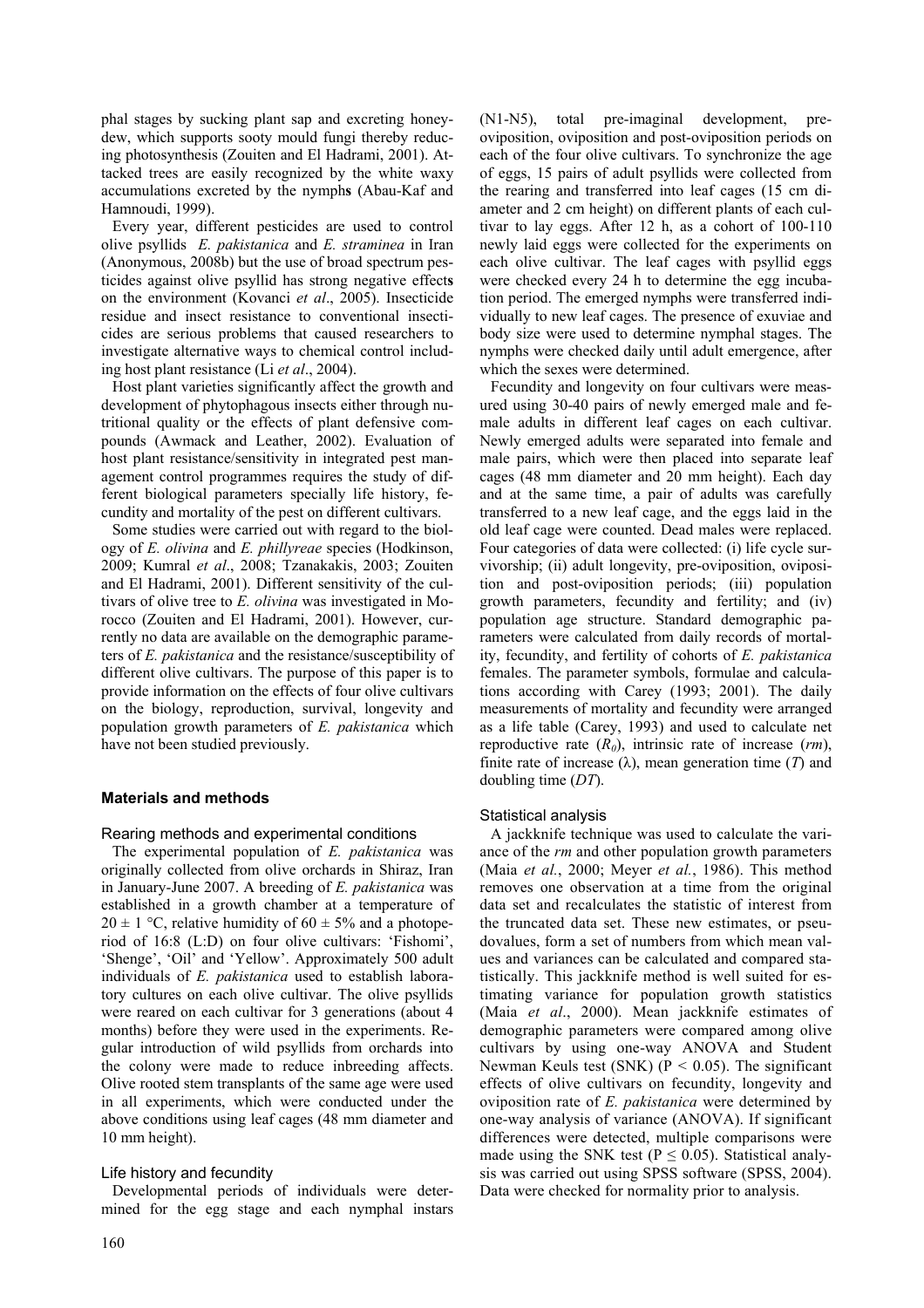phal stages by sucking plant sap and excreting honeydew, which supports sooty mould fungi thereby reducing photosynthesis (Zouiten and El Hadrami, 2001). Attacked trees are easily recognized by the white waxy accumulations excreted by the nymph**s** (Abau-Kaf and Hamnoudi, 1999).

Every year, different pesticides are used to control olive psyllids *E. pakistanica* and *E. straminea* in Iran (Anonymous, 2008b) but the use of broad spectrum pesticides against olive psyllid has strong negative effect**s** on the environment (Kovanci *et al*., 2005). Insecticide residue and insect resistance to conventional insecticides are serious problems that caused researchers to investigate alternative ways to chemical control including host plant resistance (Li *et al*., 2004).

Host plant varieties significantly affect the growth and development of phytophagous insects either through nutritional quality or the effects of plant defensive compounds (Awmack and Leather, 2002). Evaluation of host plant resistance/sensitivity in integrated pest management control programmes requires the study of different biological parameters specially life history, fecundity and mortality of the pest on different cultivars.

Some studies were carried out with regard to the biology of *E. olivina* and *E. phillyreae* species (Hodkinson, 2009; Kumral *et al*., 2008; Tzanakakis, 2003; Zouiten and El Hadrami, 2001). Different sensitivity of the cultivars of olive tree to *E. olivina* was investigated in Morocco (Zouiten and El Hadrami, 2001). However, currently no data are available on the demographic parameters of *E. pakistanica* and the resistance/susceptibility of different olive cultivars. The purpose of this paper is to provide information on the effects of four olive cultivars on the biology, reproduction, survival, longevity and population growth parameters of *E. pakistanica* which have not been studied previously.

## Materials and methods

### Rearing methods and experimental conditions

The experimental population of *E. pakistanica* was originally collected from olive orchards in Shiraz, Iran in January-June 2007. A breeding of *E. pakistanica* was established in a growth chamber at a temperature of 20 ± 1 °C, relative humidity of 60 ± 5% and a photoperiod of 16:8 (L:D) on four olive cultivars: 'Fishomi', 'Shenge', 'Oil' and 'Yellow'. Approximately 500 adult individuals of *E. pakistanica* used to establish laboratory cultures on each olive cultivar. The olive psyllids were reared on each cultivar for 3 generations (about 4 months) before they were used in the experiments. Regular introduction of wild psyllids from orchards into the colony were made to reduce inbreeding affects. Olive rooted stem transplants of the same age were used in all experiments, which were conducted under the above conditions using leaf cages (48 mm diameter and 10 mm height).

### Life history and fecundity

Developmental periods of individuals were determined for the egg stage and each nymphal instars (N1-N5), total pre-imaginal development, pre-oviposition, oviposition and post-oviposition periods on each of the four olive cultivars. To synchronize the age of eggs, 15 pairs of adult psyllids were collected from the rearing and transferred into leaf cages (15 cm diameter and 2 cm height) on different plants of each cultivar to lay eggs. After 12 h, as a cohort of 100-110 newly laid eggs were collected for the experiments on each olive cultivar. The leaf cages with psyllid eggs were checked every 24 h to determine the egg incubation period. The emerged nymphs were transferred individually to new leaf cages. The presence of exuviae and body size were used to determine nymphal stages. The nymphs were checked daily until adult emergence, after which the sexes were determined.

Fecundity and longevity on four cultivars were measured using 30-40 pairs of newly emerged male and female adults in different leaf cages on each cultivar. Newly emerged adults were separated into female and male pairs, which were then placed into separate leaf cages (48 mm diameter and 20 mm height). Each day and at the same time, a pair of adults was carefully transferred to a new leaf cage, and the eggs laid in the old leaf cage were counted. Dead males were replaced. Four categories of data were collected: (i) life cycle survivorship; (ii) adult longevity, pre-oviposition, oviposition and post-oviposition periods; (iii) population growth parameters, fecundity and fertility; and (iv) population age structure. Standard demographic parameters were calculated from daily records of mortality, fecundity, and fertility of cohorts of *E. pakistanica* females. The parameter symbols, formulae and calculations according with Carey (1993; 2001). The daily measurements of mortality and fecundity were arranged as a life table (Carey, 1993) and used to calculate net reproductive rate ($R_0$), intrinsic rate of increase ($rm$), finite rate of increase ($\lambda$), mean generation time ($T$) and doubling time ($DT$).

### Statistical analysis

A jackknife technique was used to calculate the variance of the *rm* and other population growth parameters (Maia *et al.*, 2000; Meyer *et al.*, 1986). This method removes one observation at a time from the original data set and recalculates the statistic of interest from the truncated data set. These new estimates, or pseudovalues, form a set of numbers from which mean values and variances can be calculated and compared statistically. This jackknife method is well suited for estimating variance for population growth statistics (Maia *et al*., 2000). Mean jackknife estimates of demographic parameters were compared among olive cultivars by using one-way ANOVA and Student Newman Keuls test (SNK) ($P < 0.05$). The significant effects of olive cultivars on fecundity, longevity and oviposition rate of *E. pakistanica* were determined by one-way analysis of variance (ANOVA). If significant differences were detected, multiple comparisons were made using the SNK test ($P \leq 0.05$). Statistical analysis was carried out using SPSS software (SPSS, 2004). Data were checked for normality prior to analysis.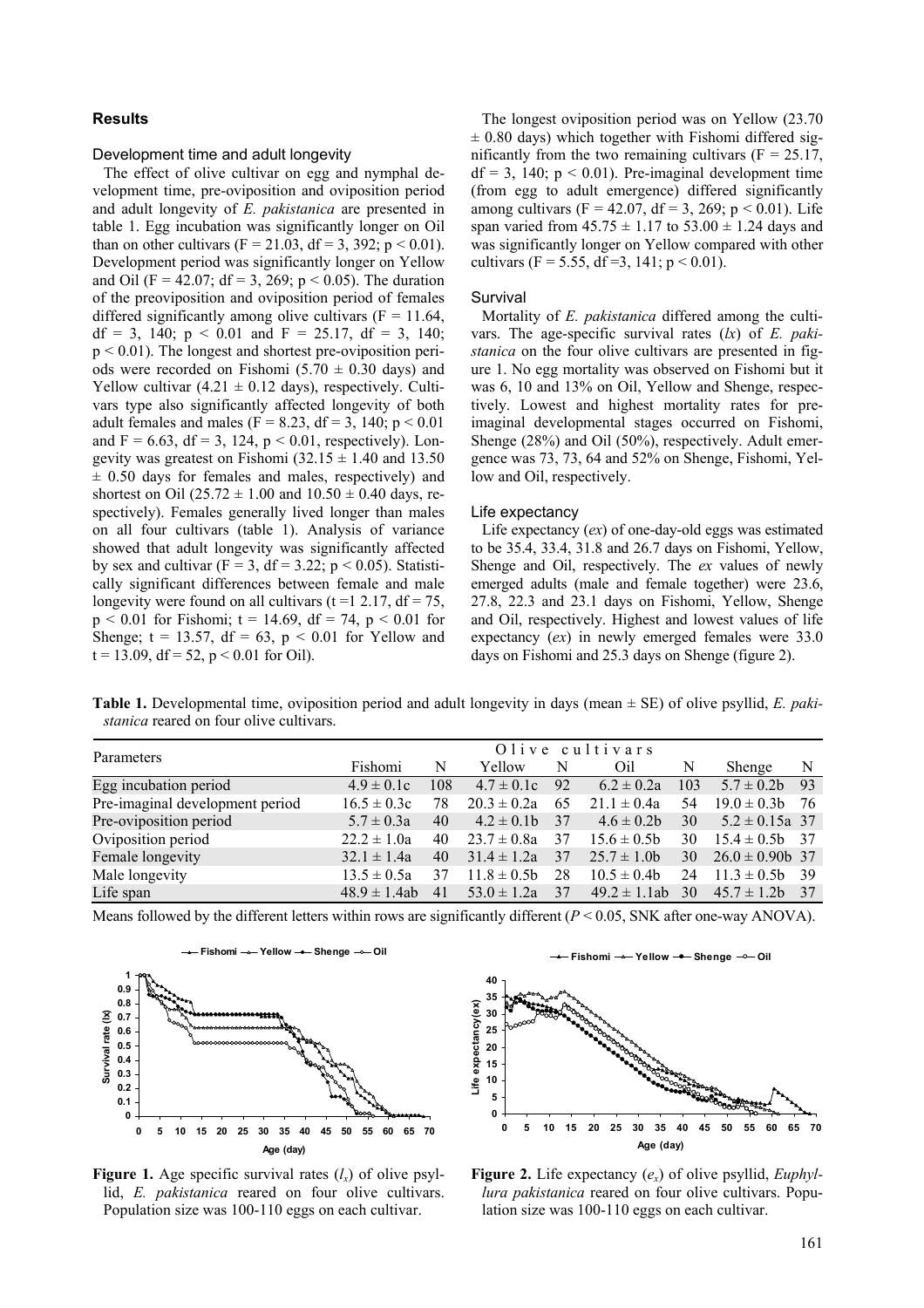## Results

### Development time and adult longevity

The effect of olive cultivar on egg and nymphal development time, pre-oviposition and oviposition period and adult longevity of *E. pakistanica* are presented in table 1. Egg incubation was significantly longer on Oil than on other cultivars ($F = 21.03$, df = 3, 392; $p < 0.01$). Development period was significantly longer on Yellow and Oil ($F = 42.07$; df = 3, 269; $p < 0.05$). The duration of the preoviposition and oviposition period of females differed significantly among olive cultivars ($F = 11.64$, df = 3, 140; $p < 0.01$ and $F = 25.17$, df = 3, 140; $p < 0.01$). The longest and shortest pre-oviposition periods were recorded on Fishomi (5.70 ± 0.30 days) and Yellow cultivar (4.21 ± 0.12 days), respectively. Cultivars type also significantly affected longevity of both adult females and males ($F = 8.23$, df = 3, 140; $p < 0.01$ and $F = 6.63$, df = 3, 124, $p < 0.01$, respectively). Longevity was greatest on Fishomi (32.15 ± 1.40 and 13.50 ± 0.50 days for females and males, respectively) and shortest on Oil (25.72 ± 1.00 and 10.50 ± 0.40 days, respectively). Females generally lived longer than males on all four cultivars (table 1). Analysis of variance showed that adult longevity was significantly affected by sex and cultivar ($F = 3$, df = 3.22; $p < 0.05$). Statistically significant differences between female and male longevity were found on all cultivars ($t$ =1 2.17, df = 75, $p < 0.01$ for Fishomi; $t = 14.69$, df = 74, $p < 0.01$ for Shenge; $t = 13.57$, df = 63, $p < 0.01$ for Yellow and $t = 13.09$, df = 52, $p < 0.01$ for Oil).

The longest oviposition period was on Yellow (23.70 ± 0.80 days) which together with Fishomi differed significantly from the two remaining cultivars ($F = 25.17$, df = 3, 140; $p < 0.01$). Pre-imaginal development time (from egg to adult emergence) differed significantly among cultivars ($F = 42.07$, df = 3, 269; $p < 0.01$). Life span varied from 45.75 ± 1.17 to 53.00 ± 1.24 days and was significantly longer on Yellow compared with other cultivars ($F = 5.55$, df =3, 141; $p < 0.01$).

### Survival

Mortality of *E. pakistanica* differed among the cultivars. The age-specific survival rates (*lx*) of *E. pakistanica* on the four olive cultivars are presented in figure 1. No egg mortality was observed on Fishomi but it was 6, 10 and 13% on Oil, Yellow and Shenge, respectively. Lowest and highest mortality rates for pre-imaginal developmental stages occurred on Fishomi, Shenge (28%) and Oil (50%), respectively. Adult emergence was 73, 73, 64 and 52% on Shenge, Fishomi, Yellow and Oil, respectively.

### Life expectancy

Life expectancy (*ex*) of one-day-old eggs was estimated to be 35.4, 33.4, 31.8 and 26.7 days on Fishomi, Yellow, Shenge and Oil, respectively. The *ex* values of newly emerged adults (male and female together) were 23.6, 27.8, 22.3 and 23.1 days on Fishomi, Yellow, Shenge and Oil, respectively. Highest and lowest values of life expectancy (*ex*) in newly emerged females were 33.0 days on Fishomi and 25.3 days on Shenge (figure 2).

**Table 1.** Developmental time, oviposition period and adult longevity in days (mean ± SE) of olive psyllid, *E. pakistanica* reared on four olive cultivars.

| Parameters | Olive cultivars | | | | | | | |
|---|---|---|---|---|---|---|---|---|
| | Fishomi | N | Yellow | N | Oil | N | Shenge | N |
| Egg incubation period | 4.9 ± 0.1c | 108 | 4.7 ± 0.1c | 92 | 6.2 ± 0.2a | 103 | 5.7 ± 0.2b | 93 |
| Pre-imaginal development period | 16.5 ± 0.3c | 78 | 20.3 ± 0.2a | 65 | 21.1 ± 0.4a | 54 | 19.0 ± 0.3b | 76 |
| Pre-oviposition period | 5.7 ± 0.3a | 40 | 4.2 ± 0.1b | 37 | 4.6 ± 0.2b | 30 | 5.2 ± 0.15a | 37 |
| Oviposition period | 22.2 ± 1.0a | 40 | 23.7 ± 0.8a | 37 | 15.6 ± 0.5b | 30 | 15.4 ± 0.5b | 37 |
| Female longevity | 32.1 ± 1.4a | 40 | 31.4 ± 1.2a | 37 | 25.7 ± 1.0b | 30 | 26.0 ± 0.90b | 37 |
| Male longevity | 13.5 ± 0.5a | 37 | 11.8 ± 0.5b | 28 | 10.5 ± 0.4b | 24 | 11.3 ± 0.5b | 39 |
| Life span | 48.9 ± 1.4ab | 41 | 53.0 ± 1.2a | 37 | 49.2 ± 1.1ab | 30 | 45.7 ± 1.2b | 37 |

Means followed by the different letters within rows are significantly different ($P < 0.05$, SNK after one-way ANOVA).

Fishomi Yellow Shenge Oil

Survival rate (lx)

Age (day)

**Figure 1.** Age specific survival rates ($l_x$) of olive psyllid, *E. pakistanica* reared on four olive cultivars. Population size was 100-110 eggs on each cultivar.

Fishomi Yellow Shenge Oil

Life expectancy(ex)

Age (day)

**Figure 2.** Life expectancy ($e_x$) of olive psyllid, *Euphyllura pakistanica* reared on four olive cultivars. Population size was 100-110 eggs on each cultivar.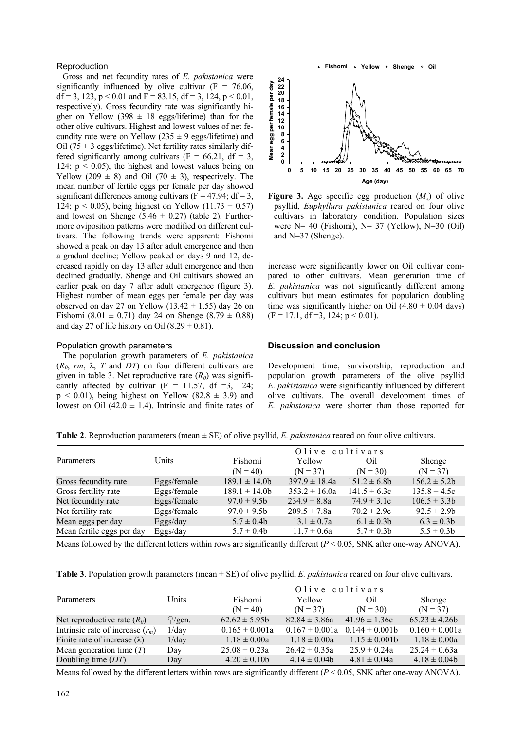### Reproduction

Gross and net fecundity rates of *E. pakistanica* were significantly influenced by olive cultivar ($F = 76.06$, $df = 3, 123$, $p < 0.01$ and $F = 83.15$, $df = 3, 124$, $p < 0.01$, respectively). Gross fecundity rate was significantly higher on Yellow (398 ± 18 eggs/lifetime) than for the other olive cultivars. Highest and lowest values of net fecundity rate were on Yellow (235 ± 9 eggs/lifetime) and Oil (75 ± 3 eggs/lifetime). Net fertility rates similarly differed significantly among cultivars ($F = 66.21$, $df = 3, 124$; $p < 0.05$), the highest and lowest values being on Yellow (209 ± 8) and Oil (70 ± 3), respectively. The mean number of fertile eggs per female per day showed significant differences among cultivars ($F = 47.94$; $df = 3, 124$; $p < 0.05$), being highest on Yellow (11.73 ± 0.57) and lowest on Shenge (5.46 ± 0.27) (table 2). Furthermore oviposition patterns were modified on different cultivars. The following trends were apparent: Fishomi showed a peak on day 13 after adult emergence and then a gradual decline; Yellow peaked on days 9 and 12, decreased rapidly on day 13 after adult emergence and then declined gradually. Shenge and Oil cultivars showed an earlier peak on day 7 after adult emergence (figure 3). Highest number of mean eggs per female per day was observed on day 27 on Yellow (13.42 ± 1.55) day 26 on Fishomi (8.01 ± 0.71) day 24 on Shenge (8.79 ± 0.88) and day 27 of life history on Oil (8.29 ± 0.81).

Fishomi
Yellow
Shenge
Oil
Mean egg per female per day
24
22
20
18
16
14
12
10
8
6
4
2
0
0 5 10 15 20 25 30 35 40 45 50 55 60 65 70
Age (day)

**Figure 3.** Age specific egg production ($M_x$) of olive psyllid, *Euphyllura pakistanica* reared on four olive cultivars in laboratory condition. Population sizes were N= 40 (Fishomi), N= 37 (Yellow), N=30 (Oil) and N=37 (Shenge).

### Population growth parameters

The population growth parameters of *E. pakistanica* ($R_0$, $rm$, $\lambda$, $T$ and $DT$) on four different cultivars are given in table 3. Net reproductive rate ($R_0$) was significantly affected by cultivar ($F = 11.57$, $df = 3, 124$; $p < 0.01$), being highest on Yellow (82.8 ± 3.9) and lowest on Oil (42.0 ± 1.4). Intrinsic and finite rates of increase were significantly lower on Oil cultivar compared to other cultivars. Mean generation time of *E. pakistanica* was not significantly different among cultivars but mean estimates for population doubling time was significantly higher on Oil (4.80 ± 0.04 days) ($F = 17.1$, $df = 3, 124$; $p < 0.01$).

## Discussion and conclusion

Development time, survivorship, reproduction and population growth parameters of the olive psyllid *E. pakistanica* were significantly influenced by different olive cultivars. The overall development times of *E. pakistanica* were shorter than those reported for

**Table 2**. Reproduction parameters (mean ± SE) of olive psyllid, *E. pakistanica* reared on four olive cultivars.

| Parameters | Units | Olive cultivars | | | |
|---|---|---|---|---|---|
| | | Fishomi (N = 40) | Yellow (N = 37) | Oil (N = 30) | Shenge (N = 37) |
| Gross fecundity rate | Eggs/female | 189.1 ± 14.0b | 397.9 ± 18.4a | 151.2 ± 6.8b | 156.2 ± 5.2b |
| Gross fertility rate | Eggs/female | 189.1 ± 14.0b | 353.2 ± 16.0a | 141.5 ± 6.3c | 135.8 ± 4.5c |
| Net fecundity rate | Eggs/female | 97.0 ± 9.5b | 234.9 ± 8.8a | 74.9 ± 3.1c | 106.5 ± 3.3b |
| Net fertility rate | Eggs/female | 97.0 ± 9.5b | 209.5 ± 7.8a | 70.2 ± 2.9c | 92.5 ± 2.9b |
| Mean eggs per day | Eggs/day | 5.7 ± 0.4b | 13.1 ± 0.7a | 6.1 ± 0.3b | 6.3 ± 0.3b |
| Mean fertile eggs per day | Eggs/day | 5.7 ± 0.4b | 11.7 ± 0.6a | 5.7 ± 0.3b | 5.5 ± 0.3b |

Means followed by the different letters within rows are significantly different ($P < 0.05$, SNK after one-way ANOVA).

**Table 3**. Population growth parameters (mean ± SE) of olive psyllid, *E. pakistanica* reared on four olive cultivars.

| Parameters | Units | Olive cultivars | | | |
|---|---|---|---|---|---|
| | | Fishomi (N = 40) | Yellow (N = 37) | Oil (N = 30) | Shenge (N = 37) |
| Net reproductive rate ($R_0$) | ♀/gen. | 62.62 ± 5.95b | 82.84 ± 3.86a | 41.96 ± 1.36c | 65.23 ± 4.26b |
| Intrinsic rate of increase ($r_m$) | 1/day | 0.165 ± 0.001a | 0.167 ± 0.001a | 0.144 ± 0.001b | 0.160 ± 0.001a |
| Finite rate of increase ($\lambda$) | 1/day | 1.18 ± 0.00a | 1.18 ± 0.00a | 1.15 ± 0.001b | 1.18 ± 0.00a |
| Mean generation time ($T$) | Day | 25.08 ± 0.23a | 26.42 ± 0.35a | 25.9 ± 0.24a | 25.24 ± 0.63a |
| Doubling time ($DT$) | Day | 4.20 ± 0.10b | 4.14 ± 0.04b | 4.81 ± 0.04a | 4.18 ± 0.04b |

Means followed by the different letters within rows are significantly different ($P < 0.05$, SNK after one-way ANOVA).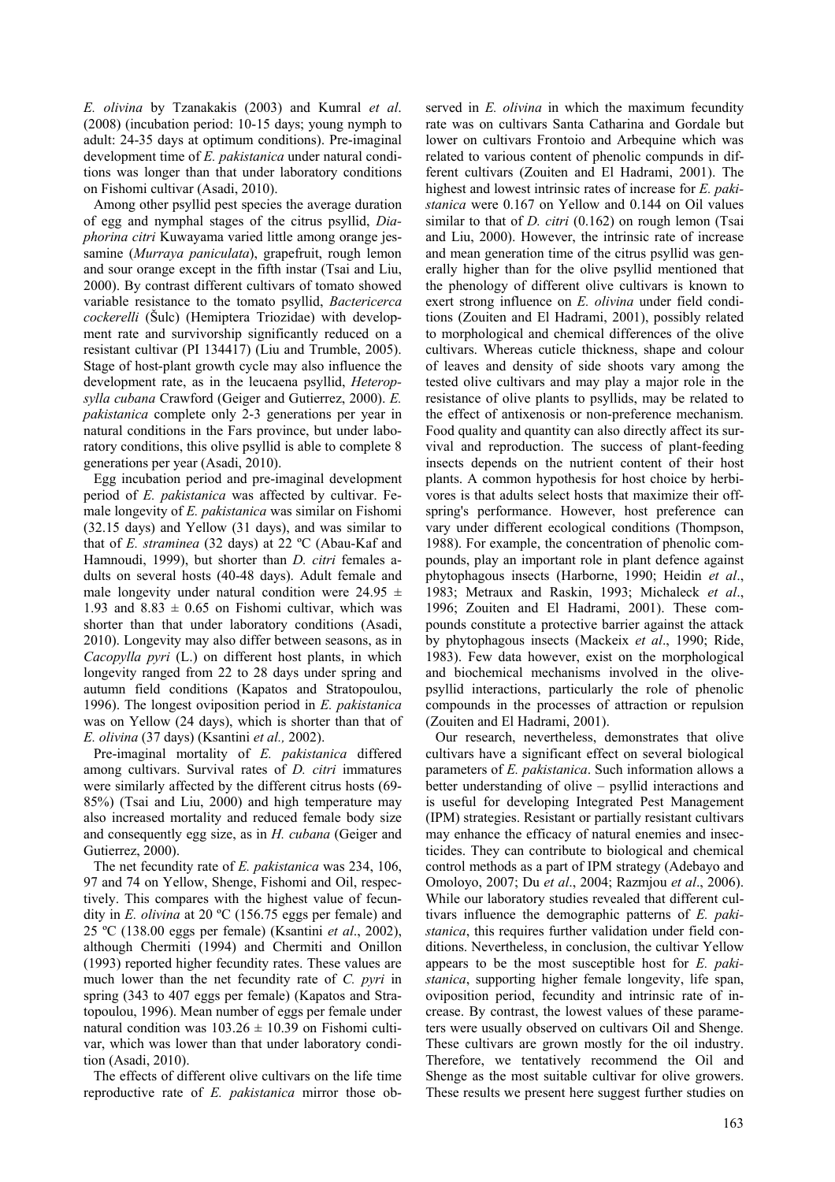*E. olivina* by Tzanakakis (2003) and Kumral *et al*. (2008) (incubation period: 10-15 days; young nymph to adult: 24-35 days at optimum conditions). Pre-imaginal development time of *E. pakistanica* under natural conditions was longer than that under laboratory conditions on Fishomi cultivar (Asadi, 2010).

Among other psyllid pest species the average duration of egg and nymphal stages of the citrus psyllid, *Diaphorina citri* Kuwayama varied little among orange jessamine (*Murraya paniculata*), grapefruit, rough lemon and sour orange except in the fifth instar (Tsai and Liu, 2000). By contrast different cultivars of tomato showed variable resistance to the tomato psyllid, *Bactericerca cockerelli* (Šulc) (Hemiptera Triozidae) with development rate and survivorship significantly reduced on a resistant cultivar (PI 134417) (Liu and Trumble, 2005). Stage of host-plant growth cycle may also influence the development rate, as in the leucaena psyllid, *Heteropsylla cubana* Crawford (Geiger and Gutierrez, 2000). *E. pakistanica* complete only 2-3 generations per year in natural conditions in the Fars province, but under laboratory conditions, this olive psyllid is able to complete 8 generations per year (Asadi, 2010).

Egg incubation period and pre-imaginal development period of *E. pakistanica* was affected by cultivar. Female longevity of *E. pakistanica* was similar on Fishomi (32.15 days) and Yellow (31 days), and was similar to that of *E. straminea* (32 days) at 22 ºC (Abau-Kaf and Hamnoudi, 1999), but shorter than *D. citri* females adults on several hosts (40-48 days). Adult female and male longevity under natural condition were 24.95 ± 1.93 and 8.83 ± 0.65 on Fishomi cultivar, which was shorter than that under laboratory conditions (Asadi, 2010). Longevity may also differ between seasons, as in *Cacopylla pyri* (L.) on different host plants, in which longevity ranged from 22 to 28 days under spring and autumn field conditions (Kapatos and Stratopoulou, 1996). The longest oviposition period in *E. pakistanica* was on Yellow (24 days), which is shorter than that of *E. olivina* (37 days) (Ksantini *et al.,* 2002).

Pre-imaginal mortality of *E. pakistanica* differed among cultivars. Survival rates of *D. citri* immatures were similarly affected by the different citrus hosts (69-85%) (Tsai and Liu, 2000) and high temperature may also increased mortality and reduced female body size and consequently egg size, as in *H. cubana* (Geiger and Gutierrez, 2000).

The net fecundity rate of *E. pakistanica* was 234, 106, 97 and 74 on Yellow, Shenge, Fishomi and Oil, respectively. This compares with the highest value of fecundity in *E. olivina* at 20 ºC (156.75 eggs per female) and 25 ºC (138.00 eggs per female) (Ksantini *et al*., 2002), although Chermiti (1994) and Chermiti and Onillon (1993) reported higher fecundity rates. These values are much lower than the net fecundity rate of *C. pyri* in spring (343 to 407 eggs per female) (Kapatos and Stratopoulou, 1996). Mean number of eggs per female under natural condition was 103.26 ± 10.39 on Fishomi cultivar, which was lower than that under laboratory condition (Asadi, 2010).

The effects of different olive cultivars on the life time reproductive rate of *E. pakistanica* mirror those observed in *E. olivina* in which the maximum fecundity rate was on cultivars Santa Catharina and Gordale but lower on cultivars Frontoio and Arbequine which was related to various content of phenolic compunds in different cultivars (Zouiten and El Hadrami, 2001). The highest and lowest intrinsic rates of increase for *E. pakistanica* were 0.167 on Yellow and 0.144 on Oil values similar to that of *D. citri* (0.162) on rough lemon (Tsai and Liu, 2000). However, the intrinsic rate of increase and mean generation time of the citrus psyllid was generally higher than for the olive psyllid mentioned that the phenology of different olive cultivars is known to exert strong influence on *E. olivina* under field conditions (Zouiten and El Hadrami, 2001), possibly related to morphological and chemical differences of the olive cultivars. Whereas cuticle thickness, shape and colour of leaves and density of side shoots vary among the tested olive cultivars and may play a major role in the resistance of olive plants to psyllids, may be related to the effect of antixenosis or non-preference mechanism. Food quality and quantity can also directly affect its survival and reproduction. The success of plant-feeding insects depends on the nutrient content of their host plants. A common hypothesis for host choice by herbivores is that adults select hosts that maximize their offspring's performance. However, host preference can vary under different ecological conditions (Thompson, 1988). For example, the concentration of phenolic compounds, play an important role in plant defence against phytophagous insects (Harborne, 1990; Heidin *et al*., 1983; Metraux and Raskin, 1993; Michaleck *et al*., 1996; Zouiten and El Hadrami, 2001). These compounds constitute a protective barrier against the attack by phytophagous insects (Mackeix *et al*., 1990; Ride, 1983). Few data however, exist on the morphological and biochemical mechanisms involved in the olive-psyllid interactions, particularly the role of phenolic compounds in the processes of attraction or repulsion (Zouiten and El Hadrami, 2001).

Our research, nevertheless, demonstrates that olive cultivars have a significant effect on several biological parameters of *E. pakistanica*. Such information allows a better understanding of olive – psyllid interactions and is useful for developing Integrated Pest Management (IPM) strategies. Resistant or partially resistant cultivars may enhance the efficacy of natural enemies and insecticides. They can contribute to biological and chemical control methods as a part of IPM strategy (Adebayo and Omoloyo, 2007; Du *et al*., 2004; Razmjou *et al*., 2006). While our laboratory studies revealed that different cultivars influence the demographic patterns of *E. pakistanica*, this requires further validation under field conditions. Nevertheless, in conclusion, the cultivar Yellow appears to be the most susceptible host for *E. pakistanica*, supporting higher female longevity, life span, oviposition period, fecundity and intrinsic rate of increase. By contrast, the lowest values of these parameters were usually observed on cultivars Oil and Shenge. These cultivars are grown mostly for the oil industry. Therefore, we tentatively recommend the Oil and Shenge as the most suitable cultivar for olive growers. These results we present here suggest further studies on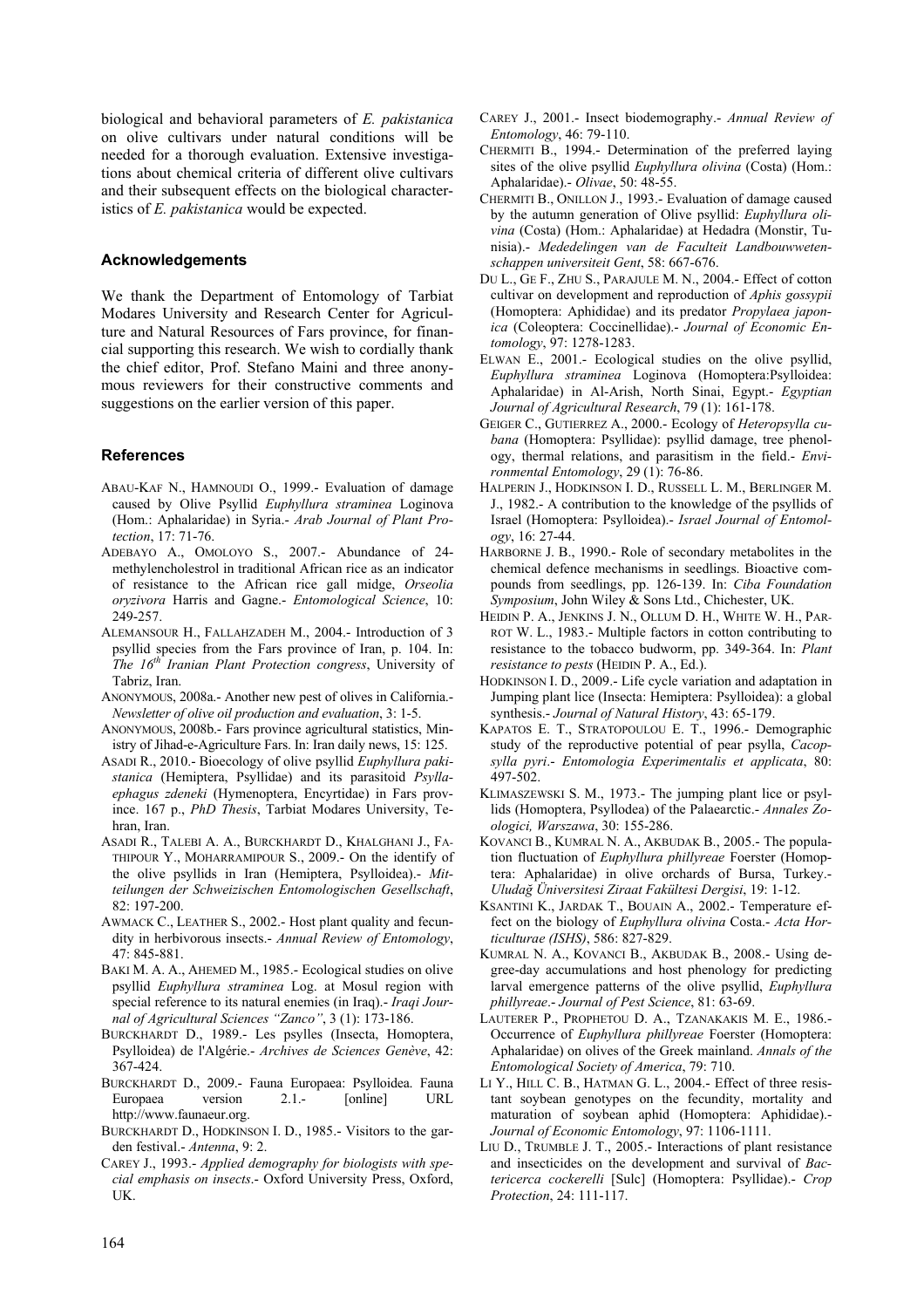biological and behavioral parameters of *E. pakistanica* on olive cultivars under natural conditions will be needed for a thorough evaluation. Extensive investigations about chemical criteria of different olive cultivars and their subsequent effects on the biological characteristics of *E. pakistanica* would be expected.

## Acknowledgements

We thank the Department of Entomology of Tarbiat Modares University and Research Center for Agriculture and Natural Resources of Fars province, for financial supporting this research. We wish to cordially thank the chief editor, Prof. Stefano Maini and three anonymous reviewers for their constructive comments and suggestions on the earlier version of this paper.

## References

ABAU-KAF N., HAMNOUDI O., 1999.- Evaluation of damage caused by Olive Psyllid *Euphyllura straminea* Loginova (Hom.: Aphalaridae) in Syria.- *Arab Journal of Plant Protection*, 17: 71-76.

ADEBAYO A., OMOLOYO S., 2007.- Abundance of 24-methylencholestrol in traditional African rice as an indicator of resistance to the African rice gall midge, *Orseolia oryzivora* Harris and Gagne.- *Entomological Science*, 10: 249-257.

ALEMANSOUR H., FALLAHZADEH M., 2004.- Introduction of 3 psyllid species from the Fars province of Iran, p. 104. In: *The 16th Iranian Plant Protection congress*, University of Tabriz, Iran.

ANONYMOUS, 2008a.- Another new pest of olives in California.- *Newsletter of olive oil production and evaluation*, 3: 1-5.

ANONYMOUS, 2008b.- Fars province agricultural statistics, Ministry of Jihad-e-Agriculture Fars. In: Iran daily news, 15: 125.

ASADI R., 2010.- Bioecology of olive psyllid *Euphyllura pakistanica* (Hemiptera, Psyllidae) and its parasitoid *Psyllaephagus zdeneki* (Hymenoptera, Encyrtidae) in Fars province. 167 p., *PhD Thesis*, Tarbiat Modares University, Tehran, Iran.

ASADI R., TALEBI A. A., BURCKHARDT D., KHALGHANI J., FATHIPOUR Y., MOHARRAMIPOUR S., 2009.- On the identify of the olive psyllids in Iran (Hemiptera, Psylloidea).- *Mitteilungen der Schweizischen Entomologischen Gesellschaft*, 82: 197-200.

AWMACK C., LEATHER S., 2002.- Host plant quality and fecundity in herbivorous insects.- *Annual Review of Entomology*, 47: 845-881.

BAKI M. A. A., AHEMED M., 1985.- Ecological studies on olive psyllid *Euphyllura straminea* Log. at Mosul region with special reference to its natural enemies (in Iraq).- *Iraqi Journal of Agricultural Sciences "Zanco"*, 3 (1): 173-186.

BURCKHARDT D., 1989.- Les psylles (Insecta, Homoptera, Psylloidea) de l'Algérie.- *Archives de Sciences Genève*, 42: 367-424.

BURCKHARDT D., 2009.- Fauna Europaea: Psylloidea. Fauna Europaea version 2.1.- [online] URL http://www.faunaeur.org.

BURCKHARDT D., HODKINSON I. D., 1985.- Visitors to the garden festival.- *Antenna*, 9: 2.

CAREY J., 1993.- *Applied demography for biologists with special emphasis on insects*.- Oxford University Press, Oxford, UK.

CAREY J., 2001.- Insect biodemography.- *Annual Review of Entomology*, 46: 79-110.

CHERMITI B., 1994.- Determination of the preferred laying sites of the olive psyllid *Euphyllura olivina* (Costa) (Hom.: Aphalaridae).- *Olivae*, 50: 48-55.

CHERMITI B., ONILLON J., 1993.- Evaluation of damage caused by the autumn generation of Olive psyllid: *Euphyllura olivina* (Costa) (Hom.: Aphalaridae) at Hedadra (Monstir, Tunisia).- *Mededelingen van de Faculteit Landbouwwetenschappen universiteit Gent*, 58: 667-676.

DU L., GE F., ZHU S., PARAJULE M. N., 2004.- Effect of cotton cultivar on development and reproduction of *Aphis gossypii* (Homoptera: Aphididae) and its predator *Propylaea japonica* (Coleoptera: Coccinellidae).- *Journal of Economic Entomology*, 97: 1278-1283.

ELWAN E., 2001.- Ecological studies on the olive psyllid, *Euphyllura straminea* Loginova (Homoptera:Psylloidea: Aphalaridae) in Al-Arish, North Sinai, Egypt.- *Egyptian Journal of Agricultural Research*, 79 (1): 161-178.

GEIGER C., GUTIERREZ A., 2000.- Ecology of *Heteropsylla cubana* (Homoptera: Psyllidae): psyllid damage, tree phenology, thermal relations, and parasitism in the field.- *Environmental Entomology*, 29 (1): 76-86.

HALPERIN J., HODKINSON I. D., RUSSELL L. M., BERLINGER M. J., 1982.- A contribution to the knowledge of the psyllids of Israel (Homoptera: Psylloidea).- *Israel Journal of Entomology*, 16: 27-44.

HARBORNE J. B., 1990.- Role of secondary metabolites in the chemical defence mechanisms in seedlings. Bioactive compounds from seedlings, pp. 126-139. In: *Ciba Foundation Symposium*, John Wiley & Sons Ltd., Chichester, UK.

HEIDIN P. A., JENKINS J. N., OLLUM D. H., WHITE W. H., PARROT W. L., 1983.- Multiple factors in cotton contributing to resistance to the tobacco budworm, pp. 349-364. In: *Plant resistance to pests* (HEIDIN P. A., Ed.).

HODKINSON I. D., 2009.- Life cycle variation and adaptation in Jumping plant lice (Insecta: Hemiptera: Psylloidea): a global synthesis.- *Journal of Natural History*, 43: 65-179.

KAPATOS E. T., STRATOPOULOU E. T., 1996.- Demographic study of the reproductive potential of pear psylla, *Cacopsylla pyri*.- *Entomologia Experimentalis et applicata*, 80: 497-502.

KLIMASZEWSKI S. M., 1973.- The jumping plant lice or psyllids (Homoptera, Psyllodea) of the Palaearctic.- *Annales Zoologici, Warszawa*, 30: 155-286.

KOVANCI B., KUMRAL N. A., AKBUDAK B., 2005.- The population fluctuation of *Euphyllura phillyreae* Foerster (Homoptera: Aphalaridae) in olive orchards of Bursa, Turkey.- *Uludağ Üniversitesi Ziraat Fakültesi Dergisi*, 19: 1-12.

KSANTINI K., JARDAK T., BOUAIN A., 2002.- Temperature effect on the biology of *Euphyllura olivina* Costa.- *Acta Horticulturae (ISHS)*, 586: 827-829.

KUMRAL N. A., KOVANCI B., AKBUDAK B., 2008.- Using degree-day accumulations and host phenology for predicting larval emergence patterns of the olive psyllid, *Euphyllura phillyreae*.- *Journal of Pest Science*, 81: 63-69.

LAUTERER P., PROPHETOU D. A., TZANAKAKIS M. E., 1986.- Occurrence of *Euphyllura phillyreae* Foerster (Homoptera: Aphalaridae) on olives of the Greek mainland. *Annals of the Entomological Society of America*, 79: 710.

LI Y., HILL C. B., HATMAN G. L., 2004.- Effect of three resistant soybean genotypes on the fecundity, mortality and maturation of soybean aphid (Homoptera: Aphididae).- *Journal of Economic Entomology*, 97: 1106-1111.

LIU D., TRUMBLE J. T., 2005.- Interactions of plant resistance and insecticides on the development and survival of *Bactericerca cockerelli* [Sulc] (Homoptera: Psyllidae).- *Crop Protection*, 24: 111-117.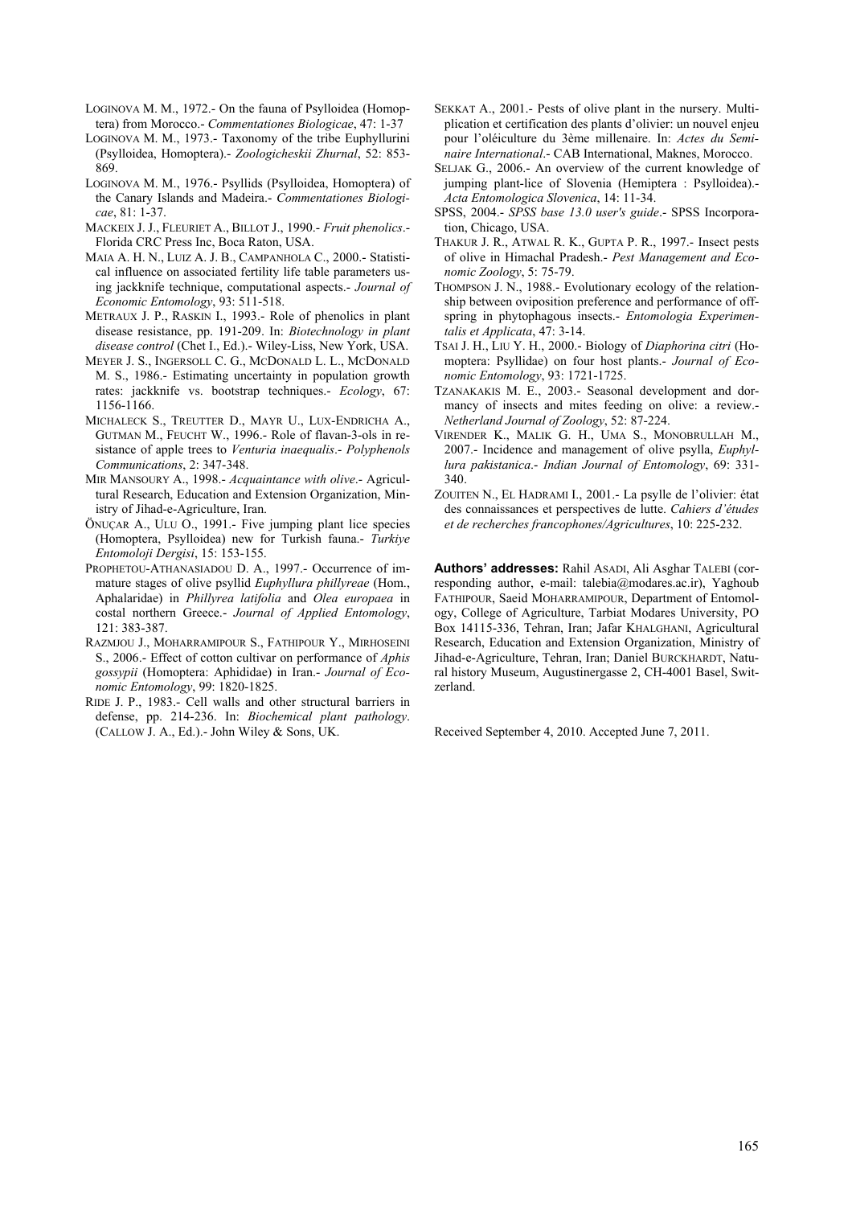LOGINOVA M. M., 1972.- On the fauna of Psylloidea (Homoptera) from Morocco.- *Commentationes Biologicae*, 47: 1-37

LOGINOVA M. M., 1973.- Taxonomy of the tribe Euphyllurini (Psylloidea, Homoptera).- *Zoologicheskii Zhurnal*, 52: 853-869.

LOGINOVA M. M., 1976.- Psyllids (Psylloidea, Homoptera) of the Canary Islands and Madeira.- *Commentationes Biologicae*, 81: 1-37.

MACKEIX J. J., FLEURIET A., BILLOT J., 1990.- *Fruit phenolics*.- Florida CRC Press Inc, Boca Raton, USA.

MAIA A. H. N., LUIZ A. J. B., CAMPANHOLA C., 2000.- Statistical influence on associated fertility life table parameters using jackknife technique, computational aspects.- *Journal of Economic Entomology*, 93: 511-518.

METRAUX J. P., RASKIN I., 1993.- Role of phenolics in plant disease resistance, pp. 191-209. In: *Biotechnology in plant disease control* (Chet I., Ed.).- Wiley-Liss, New York, USA.

MEYER J. S., INGERSOLL C. G., MCDONALD L. L., MCDONALD M. S., 1986.- Estimating uncertainty in population growth rates: jackknife vs. bootstrap techniques.- *Ecology*, 67: 1156-1166.

MICHALECK S., TREUTTER D., MAYR U., LUX-ENDRICHA A., GUTMAN M., FEUCHT W., 1996.- Role of flavan-3-ols in resistance of apple trees to *Venturia inaequalis*.- *Polyphenols Communications*, 2: 347-348.

MIR MANSOURY A., 1998.- *Acquaintance with olive*.- Agricultural Research, Education and Extension Organization, Ministry of Jihad-e-Agriculture, Iran.

ÖNUÇAR A., ULU O., 1991.- Five jumping plant lice species (Homoptera, Psylloidea) new for Turkish fauna.- *Turkiye Entomoloji Dergisi*, 15: 153-155.

PROPHETOU-ATHANASIADOU D. A., 1997.- Occurrence of immature stages of olive psyllid *Euphyllura phillyreae* (Hom., Aphalaridae) in *Phillyrea latifolia* and *Olea europaea* in costal northern Greece.- *Journal of Applied Entomology*, 121: 383-387.

RAZMJOU J., MOHARRAMIPOUR S., FATHIPOUR Y., MIRHOSEINI S., 2006.- Effect of cotton cultivar on performance of *Aphis gossypii* (Homoptera: Aphididae) in Iran.- *Journal of Economic Entomology*, 99: 1820-1825.

RIDE J. P., 1983.- Cell walls and other structural barriers in defense, pp. 214-236. In: *Biochemical plant pathology*. (CALLOW J. A., Ed.).- John Wiley & Sons, UK.

SEKKAT A., 2001.- Pests of olive plant in the nursery. Multiplication et certification des plants d'olivier: un nouvel enjeu pour l'oléiculture du 3ème millenaire. In: *Actes du Seminaire International*.- CAB International, Maknes, Morocco.

SELJAK G., 2006.- An overview of the current knowledge of jumping plant-lice of Slovenia (Hemiptera : Psylloidea).- *Acta Entomologica Slovenica*, 14: 11-34.

SPSS, 2004.- *SPSS base 13.0 user's guide*.- SPSS Incorporation, Chicago, USA.

THAKUR J. R., ATWAL R. K., GUPTA P. R., 1997.- Insect pests of olive in Himachal Pradesh.- *Pest Management and Economic Zoology*, 5: 75-79.

THOMPSON J. N., 1988.- Evolutionary ecology of the relationship between oviposition preference and performance of offspring in phytophagous insects.- *Entomologia Experimentalis et Applicata*, 47: 3-14.

TSAI J. H., LIU Y. H., 2000.- Biology of *Diaphorina citri* (Homoptera: Psyllidae) on four host plants.- *Journal of Economic Entomology*, 93: 1721-1725.

TZANAKAKIS M. E., 2003.- Seasonal development and dormancy of insects and mites feeding on olive: a review.- *Netherland Journal of Zoology*, 52: 87-224.

VIRENDER K., MALIK G. H., UMA S., MONOBRULLAH M., 2007.- Incidence and management of olive psylla, *Euphyllura pakistanica*.- *Indian Journal of Entomology*, 69: 331-340.

ZOUITEN N., EL HADRAMI I., 2001.- La psylle de l'olivier: état des connaissances et perspectives de lutte. *Cahiers d'études et de recherches francophones/Agricultures*, 10: 225-232.

**Authors' addresses:** Rahil ASADI, Ali Asghar TALEBI (corresponding author, e-mail: talebia@modares.ac.ir), Yaghoub FATHIPOUR, Saeid MOHARRAMIPOUR, Department of Entomology, College of Agriculture, Tarbiat Modares University, PO Box 14115-336, Tehran, Iran; Jafar KHALGHANI, Agricultural Research, Education and Extension Organization, Ministry of Jihad-e-Agriculture, Tehran, Iran; Daniel BURCKHARDT, Natural history Museum, Augustinergasse 2, CH-4001 Basel, Switzerland.

Received September 4, 2010. Accepted June 7, 2011.